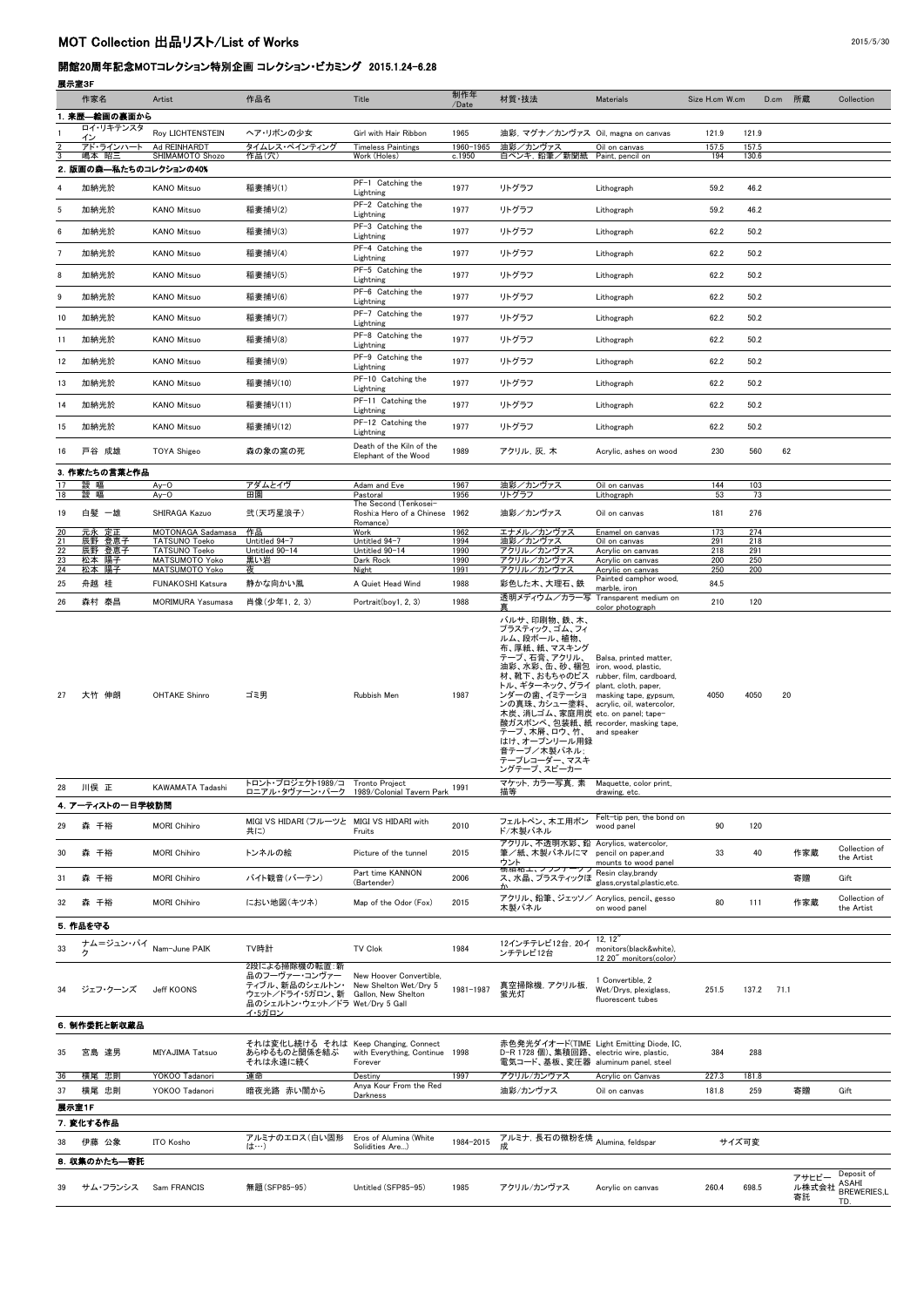# MOT Collection 出品リスト/List of Works

## 開館20周年記念MOTコレクション特別企画 コレクション・ビカミング 2015.1.24-6.28

### 展示室3F

| | 作家名 | Artist | 作品名 | Title | 制作年/Date | 材質・技法 | Materials | Size H.cm | W.cm | D.cm | 所蔵 | Collection |
|---|---|---|---|---|---|---|---|---|---|---|---|---|
| **1. 来歴—絵画の裏面から** | | | | | | | | | | | | |
| 1 | ロイ・リキテンスタイン | Roy LICHTENSTEIN | ヘア・リボンの少女 | Girl with Hair Ribbon | 1965 | 油彩、マグナ／カンヴァス | Oil, magna on canvas | 121.9 | 121.9 | | | |
| 2 | アド・ラインハート | Ad REINHARDT | タイムレス・ペインティング | Timeless Paintings | 1960-1965 | 油彩／カンヴァス | Oil on canvas | 157.5 | 157.5 | | | |
| 3 | 嶋本 昭三 | SHIMAMOTO Shozo | 作品(穴) | Work (Holes) | c.1950 | 白ペンキ、鉛筆／新聞紙 | Paint, pencil on | 194 | 130.6 | | | |
| **2. 版画の森—私たちのコレクションの40%** | | | | | | | | | | | | |
| 4 | 加納光於 | KANO Mitsuo | 稲妻捕り(1) | PF-1 Catching the Lightning | 1977 | リトグラフ | Lithograph | 59.2 | 46.2 | | | |
| 5 | 加納光於 | KANO Mitsuo | 稲妻捕り(2) | PF-2 Catching the Lightning | 1977 | リトグラフ | Lithograph | 59.2 | 46.2 | | | |
| 6 | 加納光於 | KANO Mitsuo | 稲妻捕り(3) | PF-3 Catching the Lightning | 1977 | リトグラフ | Lithograph | 62.2 | 50.2 | | | |
| 7 | 加納光於 | KANO Mitsuo | 稲妻捕り(4) | PF-4 Catching the Lightning | 1977 | リトグラフ | Lithograph | 62.2 | 50.2 | | | |
| 8 | 加納光於 | KANO Mitsuo | 稲妻捕り(5) | PF-5 Catching the Lightning | 1977 | リトグラフ | Lithograph | 62.2 | 50.2 | | | |
| 9 | 加納光於 | KANO Mitsuo | 稲妻捕り(6) | PF-6 Catching the Lightning | 1977 | リトグラフ | Lithograph | 62.2 | 50.2 | | | |
| 10 | 加納光於 | KANO Mitsuo | 稲妻捕り(7) | PF-7 Catching the Lightning | 1977 | リトグラフ | Lithograph | 62.2 | 50.2 | | | |
| 11 | 加納光於 | KANO Mitsuo | 稲妻捕り(8) | PF-8 Catching the Lightning | 1977 | リトグラフ | Lithograph | 62.2 | 50.2 | | | |
| 12 | 加納光於 | KANO Mitsuo | 稲妻捕り(9) | PF-9 Catching the Lightning | 1977 | リトグラフ | Lithograph | 62.2 | 50.2 | | | |
| 13 | 加納光於 | KANO Mitsuo | 稲妻捕り(10) | PF-10 Catching the Lightning | 1977 | リトグラフ | Lithograph | 62.2 | 50.2 | | | |
| 14 | 加納光於 | KANO Mitsuo | 稲妻捕り(11) | PF-11 Catching the Lightning | 1977 | リトグラフ | Lithograph | 62.2 | 50.2 | | | |
| 15 | 加納光於 | KANO Mitsuo | 稲妻捕り(12) | PF-12 Catching the Lightning | 1977 | リトグラフ | Lithograph | 62.2 | 50.2 | | | |
| 16 | 戸谷 成雄 | TOYA Shigeo | 森の象の窯の死 | Death of the Kiln of the Elephant of the Wood | 1989 | アクリル、灰、木 | Acrylic, ashes on wood | 230 | 560 | 62 | | |
| **3. 作家たちの言葉と作品** | | | | | | | | | | | | |
| 17 | 靉 嘔 | Ay-O | アダムとイヴ | Adam and Eve | 1967 | 油彩／カンヴァス | Oil on canvas | 144 | 103 | | | |
| 18 | 靉 嘔 | Ay-O | 田園 | Pastoral | 1956 | リトグラフ | Lithograph | 53 | 73 | | | |
| 19 | 白髪 一雄 | SHIRAGA Kazuo | 弐(天巧星浪子) | The Second (Tenkosei-Roshi:a Hero of a Chinese Romance) | 1962 | 油彩／カンヴァス | Oil on canvas | 181 | 276 | | | |
| 20 | 元永 定正 | MOTONAGA Sadamasa | 作品 | Work | 1962 | エナメル／カンヴァス | Enamel on canvas | 173 | 274 | | | |
| 21 | 辰野 登恵子 | TATSUNO Toeko | Untitled 94-7 | Untitled 94-7 | 1994 | 油彩／カンヴァス | Oil on canvas | 291 | 218 | | | |
| 22 | 辰野 登恵子 | TATSUNO Toeko | Untitled 90-14 | Untitled 90-14 | 1990 | アクリル／カンヴァス | Acrylic on canvas | 218 | 291 | | | |
| 23 | 松本 陽子 | MATSUMOTO Yoko | 黒い岩 | Dark Rock | 1990 | アクリル／カンヴァス | Acrylic on canvas | 200 | 250 | | | |
| 24 | 松本 陽子 | MATSUMOTO Yoko | 夜 | Night | 1991 | アクリル／カンヴァス | Acrylic on canvas | 250 | 200 | | | |
| 25 | 舟越 桂 | FUNAKOSHI Katsura | 静かな向かい風 | A Quiet Head Wind | 1988 | 彩色した木、大理石、鉄 | Painted camphor wood, marble, iron | 84.5 | | | | |
| 26 | 森村 泰昌 | MORIMURA Yasumasa | 肖像(少年1, 2, 3) | Portrait(boy1, 2, 3) | 1988 | 透明メディウム／カラー写真 | Transparent medium on color photograph | 210 | 120 | | | |
| 27 | 大竹 伸朗 | OHTAKE Shinro | ゴミ男 | Rubbish Men | 1987 | バルサ、印刷物、鉄、木、プラスティック、ゴム、フィルム、段ボール、植物、布、厚紙、紙、マスキングテープ、石膏、アクリル、油彩、水彩、缶、砂、梱包材、靴下、おもちゃのピストル、ギターネック、グラインダーの歯、イミテーションの真珠、カシュー塗料、木炭、消しゴム、家庭用炭酸ガスボンベ、包装紙、紙テープ、木屑、ロウ、竹、はけ、オープンリール用録音テープ／木製パネル；テープレコーダー、マスキングテープ、スピーカー | Balsa, printed matter, iron, wood, plastic, rubber, film, cardboard, plant, cloth, paper, masking tape, gypsum, acrylic, oil, watercolor, etc. on panel; tape-recorder, masking tape, and speaker | 4050 | 4050 | 20 | | |
| 28 | 川俣 正 | KAWAMATA Tadashi | トロント・プロジェクト1989/コロニアル・タヴァーン・パーク | Tronto Project 1989/Colonial Tavern Park | 1991 | マケット、カラー写真、素描等 | Maquette, color print, drawing, etc. | | | | | |
| **4. アーティストの一日学校訪問** | | | | | | | | | | | | |
| 29 | 森 千裕 | MORI Chihiro | MIGI VS HIDARI (フルーツと共に) | MIGI VS HIDARI with Fruits | 2010 | フェルトペン、木工用ボンド／木製パネル | Felt-tip pen, the bond on wood panel | 90 | 120 | | | |
| 30 | 森 千裕 | MORI Chihiro | トンネルの絵 | Picture of the tunnel | 2015 | アクリル、不透明水彩、鉛筆／紙、木製パネルにマウント | Acrylics, watercolor, pencil on paper,and mounts to wood panel | 33 | 40 | | 作家蔵 | Collection of the Artist |
| 31 | 森 千裕 | MORI Chihiro | バイト観音(バーテン) | Part time KANNON (Bartender) | 2006 | 樹脂粘土、ブランデーグラス、水晶、プラスティックほか | Resin clay,brandy glass,crystal,plastic,etc. | | | | 寄贈 | Gift |
| 32 | 森 千裕 | MORI Chihiro | におい地図(キツネ) | Map of the Odor (Fox) | 2015 | アクリル、鉛筆、ジェッソ／木製パネル | Acrylics, pencil, gesso on wood panel | 80 | 111 | | 作家蔵 | Collection of the Artist |
| **5. 作品を守る** | | | | | | | | | | | | |
| 33 | ナム=ジュン・パイク | Nam-June PAIK | TV時計 | TV Clok | 1984 | 12インチテレビ12台、20インチテレビ12台 | 12, 12" monitors(black&white), 12 20" monitors(color) | | | | | |
| 34 | ジェフ・クーンズ | Jeff KOONS | 2段による掃除機の転置：新品のフーヴァー・コンヴァーティブル、新品のシェルトン・ウェット／ドライ・5ガロン、新品のシェルトン・ウェット／ドライ・5ガロン | New Hoover Convertible, New Shelton Wet/Dry 5 Gallon, New Shelton Wet/Dry 5 Gall | 1981-1987 | 真空掃除機、アクリル板、蛍光灯 | 1 Convertible, 2 Wet/Drys, plexiglass, fluorescent tubes | 251.5 | 137.2 | 71.1 | | |
| **6. 制作委託と新収蔵品** | | | | | | | | | | | | |
| 35 | 宮島 達男 | MIYAJIMA Tatsuo | それは変化し続ける それはあらゆるものと関係を結ぶ それは永遠に続く | Keep Changing, Connect with Everything, Continue Forever | 1998 | 赤色発光ダイオード(TIME D-R 1728 個)、集積回路、電気コード、基板、変圧器 | Light Emitting Diode, IC, electric wire, plastic, aluminum panel, steel | 384 | 288 | | | |
| 36 | 横尾 忠則 | YOKOO Tadanori | 運命 | Destiny | 1997 | アクリル/カンヴァス | Acrylic on Canvas | 227.3 | 181.8 | | | |
| 37 | 横尾 忠則 | YOKOO Tadanori | 暗夜光路 赤い闇から | Anya Kour From the Red Darkness | | 油彩/カンヴァス | Oil on canvas | 181.8 | 259 | | 寄贈 | Gift |

### 展示室1F

| | 作家名 | Artist | 作品名 | Title | 制作年/Date | 材質・技法 | Materials | Size H.cm | W.cm | D.cm | 所蔵 | Collection |
|---|---|---|---|---|---|---|---|---|---|---|---|---|
| **7. 変化する作品** | | | | | | | | | | | | |
| 38 | 伊藤 公象 | ITO Kosho | アルミナのエロス(白い固形は…) | Eros of Alumina (White Solidities Are...) | 1984-2015 | アルミナ、長石の微粉を焼成 | Alumina, feldspar | サイズ可変 | | | | |
| **8. 収集のかたち—寄託** | | | | | | | | | | | | |
| 39 | サム・フランシス | Sam FRANCIS | 無題(SFP85-95) | Untitled (SFP85-95) | 1985 | アクリル/カンヴァス | Acrylic on canvas | 260.4 | 698.5 | | アサヒビール株式会社寄託 | Deposit of ASAHI BREWERIES,LTD. |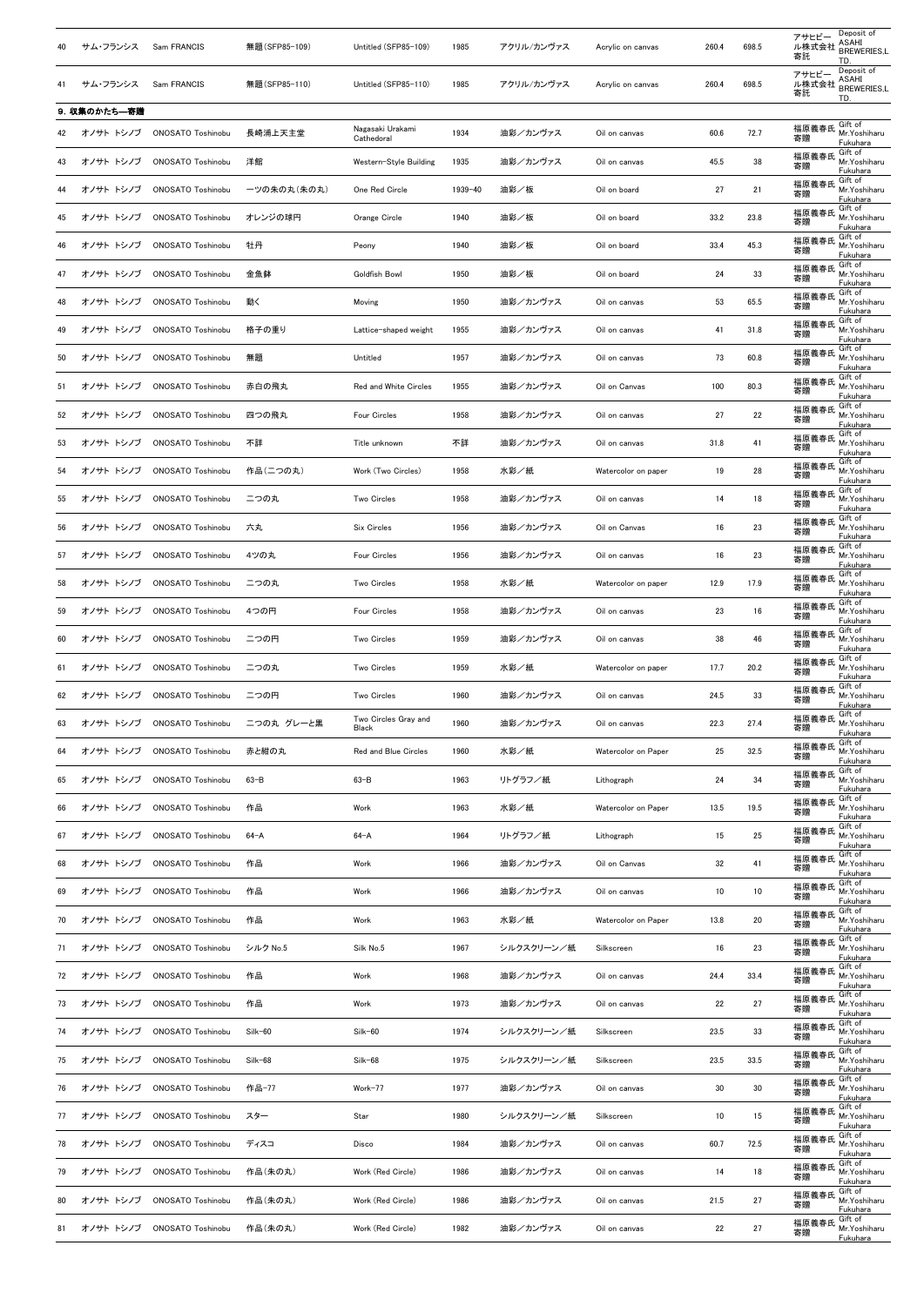| 40 | サム・フランシス | Sam FRANCIS | 無題(SFP85-109) | Untitled (SFP85-109) | 1985 | アクリル/カンヴァス | Acrylic on canvas | 260.4 | 698.5 | アサヒビール株式会社寄託 | Deposit of ASAHI BREWERIES,LTD. |
|---|---|---|---|---|---|---|---|---|---|---|---|
| 41 | サム・フランシス | Sam FRANCIS | 無題(SFP85-110) | Untitled (SFP85-110) | 1985 | アクリル/カンヴァス | Acrylic on canvas | 260.4 | 698.5 | アサヒビール株式会社寄託 | Deposit of ASAHI BREWERIES,LTD. |
| | **9. 収集のかたち―寄贈** | | | | | | | | | | |
| 42 | オノサト トシノブ | ONOSATO Toshinobu | 長崎浦上天主堂 | Nagasaki Urakami Cathedoral | 1934 | 油彩/カンヴァス | Oil on canvas | 60.6 | 72.7 | 福原義春氏寄贈 | Gift of Mr.Yoshiharu Fukuhara |
| 43 | オノサト トシノブ | ONOSATO Toshinobu | 洋館 | Western-Style Building | 1935 | 油彩/カンヴァス | Oil on canvas | 45.5 | 38 | 福原義春氏寄贈 | Gift of Mr.Yoshiharu Fukuhara |
| 44 | オノサト トシノブ | ONOSATO Toshinobu | 一ツの朱の丸(朱の丸) | One Red Circle | 1939-40 | 油彩/板 | Oil on board | 27 | 21 | 福原義春氏寄贈 | Gift of Mr.Yoshiharu Fukuhara |
| 45 | オノサト トシノブ | ONOSATO Toshinobu | オレンジの球円 | Orange Circle | 1940 | 油彩/板 | Oil on board | 33.2 | 23.8 | 福原義春氏寄贈 | Gift of Mr.Yoshiharu Fukuhara |
| 46 | オノサト トシノブ | ONOSATO Toshinobu | 牡丹 | Peony | 1940 | 油彩/板 | Oil on board | 33.4 | 45.3 | 福原義春氏寄贈 | Gift of Mr.Yoshiharu Fukuhara |
| 47 | オノサト トシノブ | ONOSATO Toshinobu | 金魚鉢 | Goldfish Bowl | 1950 | 油彩/板 | Oil on board | 24 | 33 | 福原義春氏寄贈 | Gift of Mr.Yoshiharu Fukuhara |
| 48 | オノサト トシノブ | ONOSATO Toshinobu | 動く | Moving | 1950 | 油彩/カンヴァス | Oil on canvas | 53 | 65.5 | 福原義春氏寄贈 | Gift of Mr.Yoshiharu Fukuhara |
| 49 | オノサト トシノブ | ONOSATO Toshinobu | 格子の重り | Lattice-shaped weight | 1955 | 油彩/カンヴァス | Oil on canvas | 41 | 31.8 | 福原義春氏寄贈 | Gift of Mr.Yoshiharu Fukuhara |
| 50 | オノサト トシノブ | ONOSATO Toshinobu | 無題 | Untitled | 1957 | 油彩/カンヴァス | Oil on canvas | 73 | 60.8 | 福原義春氏寄贈 | Gift of Mr.Yoshiharu Fukuhara |
| 51 | オノサト トシノブ | ONOSATO Toshinobu | 赤白の飛丸 | Red and White Circles | 1955 | 油彩/カンヴァス | Oil on Canvas | 100 | 80.3 | 福原義春氏寄贈 | Gift of Mr.Yoshiharu Fukuhara |
| 52 | オノサト トシノブ | ONOSATO Toshinobu | 四つの飛丸 | Four Circles | 1958 | 油彩/カンヴァス | Oil on canvas | 27 | 22 | 福原義春氏寄贈 | Gift of Mr.Yoshiharu Fukuhara |
| 53 | オノサト トシノブ | ONOSATO Toshinobu | 不詳 | Title unknown | 不詳 | 油彩/カンヴァス | Oil on canvas | 31.8 | 41 | 福原義春氏寄贈 | Gift of Mr.Yoshiharu Fukuhara |
| 54 | オノサト トシノブ | ONOSATO Toshinobu | 作品(二つの丸) | Work (Two Circles) | 1958 | 水彩/紙 | Watercolor on paper | 19 | 28 | 福原義春氏寄贈 | Gift of Mr.Yoshiharu Fukuhara |
| 55 | オノサト トシノブ | ONOSATO Toshinobu | 二つの丸 | Two Circles | 1958 | 油彩/カンヴァス | Oil on canvas | 14 | 18 | 福原義春氏寄贈 | Gift of Mr.Yoshiharu Fukuhara |
| 56 | オノサト トシノブ | ONOSATO Toshinobu | 六丸 | Six Circles | 1956 | 油彩/カンヴァス | Oil on Canvas | 16 | 23 | 福原義春氏寄贈 | Gift of Mr.Yoshiharu Fukuhara |
| 57 | オノサト トシノブ | ONOSATO Toshinobu | 4ツの丸 | Four Circles | 1956 | 油彩/カンヴァス | Oil on canvas | 16 | 23 | 福原義春氏寄贈 | Gift of Mr.Yoshiharu Fukuhara |
| 58 | オノサト トシノブ | ONOSATO Toshinobu | 二つの丸 | Two Circles | 1958 | 水彩/紙 | Watercolor on paper | 12.9 | 17.9 | 福原義春氏寄贈 | Gift of Mr.Yoshiharu Fukuhara |
| 59 | オノサト トシノブ | ONOSATO Toshinobu | 4つの円 | Four Circles | 1958 | 油彩/カンヴァス | Oil on canvas | 23 | 16 | 福原義春氏寄贈 | Gift of Mr.Yoshiharu Fukuhara |
| 60 | オノサト トシノブ | ONOSATO Toshinobu | 二つの円 | Two Circles | 1959 | 油彩/カンヴァス | Oil on canvas | 38 | 46 | 福原義春氏寄贈 | Gift of Mr.Yoshiharu Fukuhara |
| 61 | オノサト トシノブ | ONOSATO Toshinobu | 二つの丸 | Two Circles | 1959 | 水彩/紙 | Watercolor on paper | 17.7 | 20.2 | 福原義春氏寄贈 | Gift of Mr.Yoshiharu Fukuhara |
| 62 | オノサト トシノブ | ONOSATO Toshinobu | 二つの円 | Two Circles | 1960 | 油彩/カンヴァス | Oil on canvas | 24.5 | 33 | 福原義春氏寄贈 | Gift of Mr.Yoshiharu Fukuhara |
| 63 | オノサト トシノブ | ONOSATO Toshinobu | 二つの丸 グレーと黒 | Two Circles Gray and Black | 1960 | 油彩/カンヴァス | Oil on canvas | 22.3 | 27.4 | 福原義春氏寄贈 | Gift of Mr.Yoshiharu Fukuhara |
| 64 | オノサト トシノブ | ONOSATO Toshinobu | 赤と紺の丸 | Red and Blue Circles | 1960 | 水彩/紙 | Watercolor on Paper | 25 | 32.5 | 福原義春氏寄贈 | Gift of Mr.Yoshiharu Fukuhara |
| 65 | オノサト トシノブ | ONOSATO Toshinobu | 63-B | 63-B | 1963 | リトグラフ/紙 | Lithograph | 24 | 34 | 福原義春氏寄贈 | Gift of Mr.Yoshiharu Fukuhara |
| 66 | オノサト トシノブ | ONOSATO Toshinobu | 作品 | Work | 1963 | 水彩/紙 | Watercolor on Paper | 13.5 | 19.5 | 福原義春氏寄贈 | Gift of Mr.Yoshiharu Fukuhara |
| 67 | オノサト トシノブ | ONOSATO Toshinobu | 64-A | 64-A | 1964 | リトグラフ/紙 | Lithograph | 15 | 25 | 福原義春氏寄贈 | Gift of Mr.Yoshiharu Fukuhara |
| 68 | オノサト トシノブ | ONOSATO Toshinobu | 作品 | Work | 1966 | 油彩/カンヴァス | Oil on Canvas | 32 | 41 | 福原義春氏寄贈 | Gift of Mr.Yoshiharu Fukuhara |
| 69 | オノサト トシノブ | ONOSATO Toshinobu | 作品 | Work | 1966 | 油彩/カンヴァス | Oil on canvas | 10 | 10 | 福原義春氏寄贈 | Gift of Mr.Yoshiharu Fukuhara |
| 70 | オノサト トシノブ | ONOSATO Toshinobu | 作品 | Work | 1963 | 水彩/紙 | Watercolor on Paper | 13.8 | 20 | 福原義春氏寄贈 | Gift of Mr.Yoshiharu Fukuhara |
| 71 | オノサト トシノブ | ONOSATO Toshinobu | シルク No.5 | Silk No.5 | 1967 | シルクスクリーン/紙 | Silkscreen | 16 | 23 | 福原義春氏寄贈 | Gift of Mr.Yoshiharu Fukuhara |
| 72 | オノサト トシノブ | ONOSATO Toshinobu | 作品 | Work | 1968 | 油彩/カンヴァス | Oil on canvas | 24.4 | 33.4 | 福原義春氏寄贈 | Gift of Mr.Yoshiharu Fukuhara |
| 73 | オノサト トシノブ | ONOSATO Toshinobu | 作品 | Work | 1973 | 油彩/カンヴァス | Oil on canvas | 22 | 27 | 福原義春氏寄贈 | Gift of Mr.Yoshiharu Fukuhara |
| 74 | オノサト トシノブ | ONOSATO Toshinobu | Silk-60 | Silk-60 | 1974 | シルクスクリーン/紙 | Silkscreen | 23.5 | 33 | 福原義春氏寄贈 | Gift of Mr.Yoshiharu Fukuhara |
| 75 | オノサト トシノブ | ONOSATO Toshinobu | Silk-68 | Silk-68 | 1975 | シルクスクリーン/紙 | Silkscreen | 23.5 | 33.5 | 福原義春氏寄贈 | Gift of Mr.Yoshiharu Fukuhara |
| 76 | オノサト トシノブ | ONOSATO Toshinobu | 作品-77 | Work-77 | 1977 | 油彩/カンヴァス | Oil on canvas | 30 | 30 | 福原義春氏寄贈 | Gift of Mr.Yoshiharu Fukuhara |
| 77 | オノサト トシノブ | ONOSATO Toshinobu | スター | Star | 1980 | シルクスクリーン/紙 | Silkscreen | 10 | 15 | 福原義春氏寄贈 | Gift of Mr.Yoshiharu Fukuhara |
| 78 | オノサト トシノブ | ONOSATO Toshinobu | ディスコ | Disco | 1984 | 油彩/カンヴァス | Oil on canvas | 60.7 | 72.5 | 福原義春氏寄贈 | Gift of Mr.Yoshiharu Fukuhara |
| 79 | オノサト トシノブ | ONOSATO Toshinobu | 作品(朱の丸) | Work (Red Circle) | 1986 | 油彩/カンヴァス | Oil on canvas | 14 | 18 | 福原義春氏寄贈 | Gift of Mr.Yoshiharu Fukuhara |
| 80 | オノサト トシノブ | ONOSATO Toshinobu | 作品(朱の丸) | Work (Red Circle) | 1986 | 油彩/カンヴァス | Oil on canvas | 21.5 | 27 | 福原義春氏寄贈 | Gift of Mr.Yoshiharu Fukuhara |
| 81 | オノサト トシノブ | ONOSATO Toshinobu | 作品(朱の丸) | Work (Red Circle) | 1982 | 油彩/カンヴァス | Oil on canvas | 22 | 27 | 福原義春氏寄贈 | Gift of Mr.Yoshiharu Fukuhara |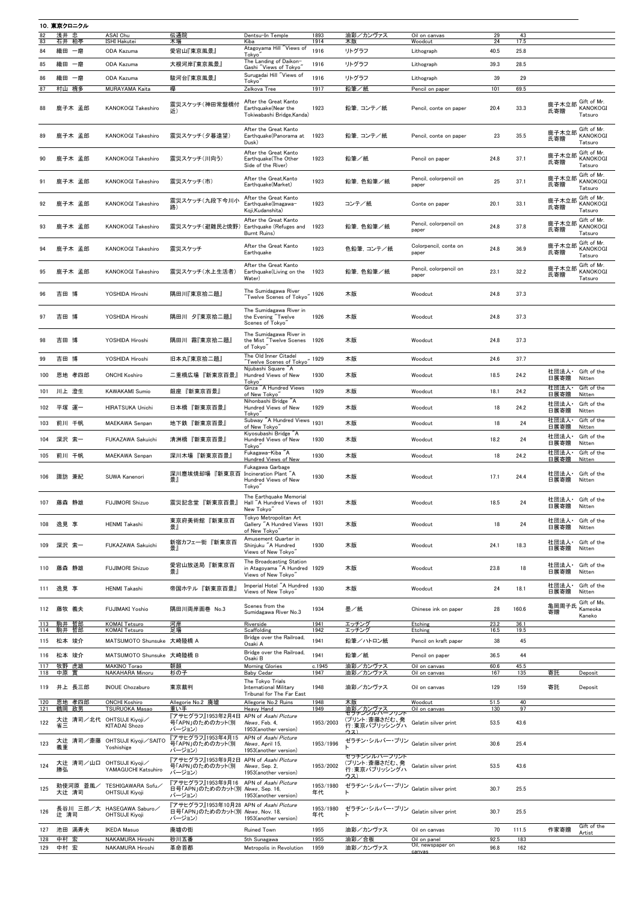## 10. 東京クロニクル

| No. | 作家名 | Artist | 作品名 | Title | 制作年 | 技法・材質 | Medium | 縦 | 横 | 備考 | Note |
|---|---|---|---|---|---|---|---|---|---|---|---|
| 82 | 浅井 忠 | ASAI Chu | 伝通院 | Dentsu-In Temple | 1893 | 油彩／カンヴァス | Oil on canvas | 29 | 43 | | |
| 83 | 石井 柏亭 | ISHI Hakutei | 木場 | Kiba | 1914 | 木版 | Woodcut | 24 | 17.5 | | |
| 84 | 織田 一磨 | ODA Kazuma | 愛宕山『東京風景』 | Atagoyama Hill "Views of Tokyo" | 1916 | リトグラフ | Lithograph | 40.5 | 25.8 | | |
| 85 | 織田 一磨 | ODA Kazuma | 大根河岸『東京風景』 | The Landing of Daikon-Gashi "Views of Tokyo" | 1916 | リトグラフ | Lithograph | 39.3 | 28.5 | | |
| 86 | 織田 一磨 | ODA Kazuma | 駿河台『東京風景』 | Surugadai Hill "Views of Tokyo" | 1916 | リトグラフ | Lithograph | 39 | 29 | | |
| 87 | 村山 槐多 | MURAYAMA Kaita | 欅 | Zelkova Tree | 1917 | 鉛筆／紙 | Pencil on paper | 101 | 69.5 | | |
| 88 | 鹿子木 孟郎 | KANOKOGI Takeshiro | 震災スケッチ(神田常盤橋付近) | After the Great Kanto Earthquake(Near the Tokiwabashi Bridge,Kanda) | 1923 | 鉛筆, コンテ／紙 | Pencil, conte on paper | 20.4 | 33.3 | 鹿子木立郎氏寄贈 | Gift of Mr. KANOKOGI Tatsuro |
| 89 | 鹿子木 孟郎 | KANOKOGI Takeshiro | 震災スケッチ(夕暮遠望) | After the Great Kanto Earthquake(Panorama at Dusk) | 1923 | 鉛筆, コンテ／紙 | Pencil, conte on paper | 23 | 35.5 | 鹿子木立郎氏寄贈 | Gift of Mr. KANOKOGI Tatsuro |
| 90 | 鹿子木 孟郎 | KANOKOGI Takeshiro | 震災スケッチ(川向う) | After the Great Kanto Earthquake(The Other Side of the River) | 1923 | 鉛筆／紙 | Pencil on paper | 24.8 | 37.1 | 鹿子木立郎氏寄贈 | Gift of Mr. KANOKOGI Tatsuro |
| 91 | 鹿子木 孟郎 | KANOKOGI Takeshiro | 震災スケッチ(市) | After the Great Kanto Earthquake(Market) | 1923 | 鉛筆, 色鉛筆／紙 | Pencil, colorpencil on paper | 25 | 37.1 | 鹿子木立郎氏寄贈 | Gift of Mr. KANOKOGI Tatsuro |
| 92 | 鹿子木 孟郎 | KANOKOGI Takeshiro | 震災スケッチ(九段下今川小路) | After the Great Kanto Earthquake(Imagawa-Koji,Kudanshita) | 1923 | コンテ／紙 | Conte on paper | 20.1 | 33.1 | 鹿子木立郎氏寄贈 | Gift of Mr. KANOKOGI Tatsuro |
| 93 | 鹿子木 孟郎 | KANOKOGI Takeshiro | 震災スケッチ(避難民と焼野) | After the Great Kanto Earthquake (Refuges and Burnt Ruins) | 1923 | 鉛筆, 色鉛筆／紙 | Pencil, colorpencil on paper | 24.8 | 37.8 | 鹿子木立郎氏寄贈 | Gift of Mr. KANOKOGI Tatsuro |
| 94 | 鹿子木 孟郎 | KANOKOGI Takeshiro | 震災スケッチ | After the Great Kanto Earthquake | 1923 | 色鉛筆, コンテ／紙 | Colorpencil, conte on paper | 24.8 | 36.9 | 鹿子木立郎氏寄贈 | Gift of Mr. KANOKOGI Tatsuro |
| 95 | 鹿子木 孟郎 | KANOKOGI Takeshiro | 震災スケッチ(水上生活者) | After the Great Kanto Earthquake(Living on the Water) | 1923 | 鉛筆, 色鉛筆／紙 | Pencil, colorpencil on paper | 23.1 | 32.2 | 鹿子木立郎氏寄贈 | Gift of Mr. KANOKOGI Tatsuro |
| 96 | 吉田 博 | YOSHIDA Hiroshi | 隅田川『東京拾二題』 | The Sumidagawa River "Twelve Scenes of Tokyo" | 1926 | 木版 | Woodcut | 24.8 | 37.3 | | |
| 97 | 吉田 博 | YOSHIDA Hiroshi | 隅田川 夕『東京拾二題』 | The Sumidagawa River in the Evening "Twelve Scenes of Tokyo" | 1926 | 木版 | Woodcut | 24.8 | 37.3 | | |
| 98 | 吉田 博 | YOSHIDA Hiroshi | 隅田川 霧『東京拾二題』 | The Sumidagawa River in the Mist "Twelve Scenes of Tokyo" | 1926 | 木版 | Woodcut | 24.8 | 37.3 | | |
| 99 | 吉田 博 | YOSHIDA Hiroshi | 旧本丸『東京拾二題』 | The Old Inner Citadel "Twelve Scenes of Tokyo" | 1929 | 木版 | Woodcut | 24.6 | 37.7 | | |
| 100 | 恩地 孝四郎 | ONCHI Koshiro | 二重橋広場 『新東京百景』 | Nijubashi Square "A Hundred Views of New Tokyo" | 1930 | 木版 | Woodcut | 18.5 | 24.2 | 社団法人・日展寄贈 | Gift of the Nitten |
| 101 | 川上 澄生 | KAWAKAMI Sumio | 銀座 『新東京百景』 | Ginza "A Hundred Views of New Tokyo" | 1929 | 木版 | Woodcut | 18.1 | 24.2 | 社団法人・日展寄贈 | Gift of the Nitten |
| 102 | 平塚 運一 | HIRATSUKA Unichi | 日本橋 『新東京百景』 | Nihonbashi Bridge "A Hundred Views of New Tokyo" | 1929 | 木版 | Woodcut | 18 | 24.2 | 社団法人・日展寄贈 | Gift of the Nitten |
| 103 | 前川 千帆 | MAEKAWA Senpan | 地下鉄 『新東京百景』 | Subway "A Hundred Views of New Tokyo" | 1931 | 木版 | Woodcut | 18 | 24 | 社団法人・日展寄贈 | Gift of the Nitten |
| 104 | 深沢 索一 | FUKAZAWA Sakuichi | 清洲橋 『新東京百景』 | Kiyosubashi Bridge "A Hundred Views of New Tokyo" | 1930 | 木版 | Woodcut | 18.2 | 24 | 社団法人・日展寄贈 | Gift of the Nitten |
| 105 | 前川 千帆 | MAEKAWA Senpan | 深川木場 『新東京百景』 | Fukagawa-Kiba "A Hundred Views of New | 1930 | 木版 | Woodcut | 18 | 24.2 | 社団法人・日展寄贈 | Gift of the Nitten |
| 106 | 諏訪 兼紀 | SUWA Kanenori | 深川塵埃焼却場 『新東京百景』 | Fukagawa Garbage Incineration Plant "A Hundred Views of New Tokyo" | 1930 | 木版 | Woodcut | 17.1 | 24.4 | 社団法人・日展寄贈 | Gift of the Nitten |
| 107 | 藤森 静雄 | FUJIMORI Shizuo | 震災記念堂 『新東京百景』 | The Earthquake Memorial Hall "A Hundred Views of New Tokyo" | 1931 | 木版 | Woodcut | 18.5 | 24 | 社団法人・日展寄贈 | Gift of the Nitten |
| 108 | 逸見 享 | HENMI Takashi | 東京府美術館 『新東京百景』 | Tokyo Metropolitan Art Gallery "A Hundred Views of New Tokyo" | 1931 | 木版 | Woodcut | 18 | 24 | 社団法人・日展寄贈 | Gift of the Nitten |
| 109 | 深沢 索一 | FUKAZAWA Sakuichi | 新宿カフェー街 『新東京百景』 | Amusement Quarter in Shinjuku "A Hundred Views of New Tokyo" | 1930 | 木版 | Woodcut | 24.1 | 18.3 | 社団法人・日展寄贈 | Gift of the Nitten |
| 110 | 藤森 静雄 | FUJIMORI Shizuo | 愛宕山放送局 『新東京百景』 | The Broadcasting Station in Atagoyama "A Hundred Views of New Tokyo" | 1929 | 木版 | Woodcut | 23.8 | 18 | 社団法人・日展寄贈 | Gift of the Nitten |
| 111 | 逸見 享 | HENMI Takashi | 帝国ホテル 『新東京百景』 | Imperial Hotel "A Hundred Views of New Tokyo" | 1930 | 木版 | Woodcut | 24 | 18.1 | 社団法人・日展寄贈 | Gift of the Nitten |
| 112 | 藤牧 義夫 | FUJIMAKI Yoshio | 隅田川両岸画巻 No.3 | Scenes from the Sumidagawa River No.3 | 1934 | 墨／紙 | Chinese ink on paper | 28 | 160.6 | 亀岡周子氏寄贈 | Gift of Ms. Kameoka Kaneko |
| 113 | 駒井 哲郎 | KOMAI Tetsuro | 河岸 | Riverside | 1941 | エッチング | Etching | 23.2 | 36.1 | | |
| 114 | 駒井 哲郎 | KOMAI Tetsuro | 足場 | Scaffolding | 1942 | エッチング | Etching | 16.5 | 19.5 | | |
| 115 | 松本 竣介 | MATSUMOTO Shunsuke | 大崎陸橋 A | Bridge over the Railroad, Osaki A | 1941 | 鉛筆／ハトロン紙 | Pencil on kraft paper | 38 | 45 | | |
| 116 | 松本 竣介 | MATSUMOTO Shunsuke | 大崎陸橋 B | Bridge over the Railroad, Osaki B | 1941 | 鉛筆／紙 | Pencil on paper | 36.5 | 44 | | |
| 117 | 牧野 虎雄 | MAKINO Torao | 朝顔 | Morning Glories | c.1945 | 油彩／カンヴァス | Oil on canvas | 60.6 | 45.5 | | |
| 118 | 中原 實 | NAKAHARA Minoru | 杉の子 | Baby Cedar | 1947 | 油彩／カンヴァス | Oil on canvas | 167 | 135 | 寄託 | Deposit |
| 119 | 井上 長三郎 | INOUE Chozaburo | 東京裁判 | The Tokyo Trials International Military Tribunal for The Far East | 1948 | 油彩／カンヴァス | Oil on canvas | 129 | 159 | 寄託 | Deposit |
| 120 | 恩地 孝四郎 | ONCHI Koshiro | Allegorie No.2 廃墟 | Allegorie No.2 Ruins | 1948 | 木版 | Woodcut | 51.5 | 40 | | |
| 121 | 鶴岡 政男 | TSURUOKA Masao | 重い手 | Heavy Hand | 1949 | 油彩／カンヴァス | Oil on canvas | 130 | 97 | | |
| 122 | 大辻 清司／北代 省三 | OHTSUJI Kiyoji／KITADAI Shozo | 『アサヒグラフ』1953年2月4日号「APN」のためのカット(別バージョン) | APN of *Asahi Picture News*, Feb. 4, 1953(another version) | 1953/2003 | ゼラチンシルバープリント(プリント:斎藤さだむ、発行:東京パブリッシングハウス) | Gelatin silver print | 53.5 | 43.6 | | |
| 123 | 大辻 清司／斎藤 義重 | OHTSUJI Kiyoji／SAITO Yoshishige | 『アサヒグラフ』1953年4月15号「APN」のためのカット(別バージョン) | APN of *Asahi Picture News*, April 15, 1953(another version) | 1953/1996 | ゼラチン・シルバー・プリント | Gelatin silver print | 30.6 | 25.4 | | |
| 124 | 大辻 清司／山口 勝弘 | OHTSUJI Kiyoji／YAMAGUCHI Katsuhiro | 『アサヒグラフ』1953年9月2日号「APN」のためのカット(別バージョン) | APN of *Asahi Picture News*, Sep. 2, 1953(another version) | 1953/2002 | ゼラチンシルバープリント(プリント:斎藤さだむ、発行:東京パブリッシングハウス) | Gelatin silver print | 53.5 | 43.6 | | |
| 125 | 勅使河原 蒼風／大辻 清司 | TESHIGAWARA Sofu／OHTSUJI Kiyoji | 『アサヒグラフ』1953年9月16日号「APN」のためのカット(別バージョン) | APN of *Asahi Picture News*, Sep. 16, 1953(another version) | 1953/1980年代 | ゼラチン・シルバー・プリント | Gelatin silver print | 30.7 | 25.5 | | |
| 126 | 長谷川 三郎／大辻 清司 | HASEGAWA Saburo／OHTSUJI Kiyoji | 『アサヒグラフ』1953年10月28日号「APN」のためのカット(別バージョン) | APN of *Asahi Picture News*, Nov. 18, 1953(another version) | 1953/1980年代 | ゼラチン・シルバー・プリント | Gelatin silver print | 30.7 | 25.5 | | |
| 127 | 池田 満寿夫 | IKEDA Masuo | 廃墟の街 | Ruined Town | 1955 | 油彩／カンヴァス | Oil on canvas | 70 | 111.5 | 作家寄贈 | Gift of the Artist |
| 128 | 中村 宏 | NAKAMURA Hiroshi | 砂川五番 | 5th Sunagawa | 1955 | 油彩／合板 | Oil on panel | 92.5 | 183 | | |
| 129 | 中村 宏 | NAKAMURA Hiroshi | 革命首都 | Metropolis in Revolution | 1959 | 油彩／カンヴァス | Oil, newspaper on canvas | 96.8 | 162 | | |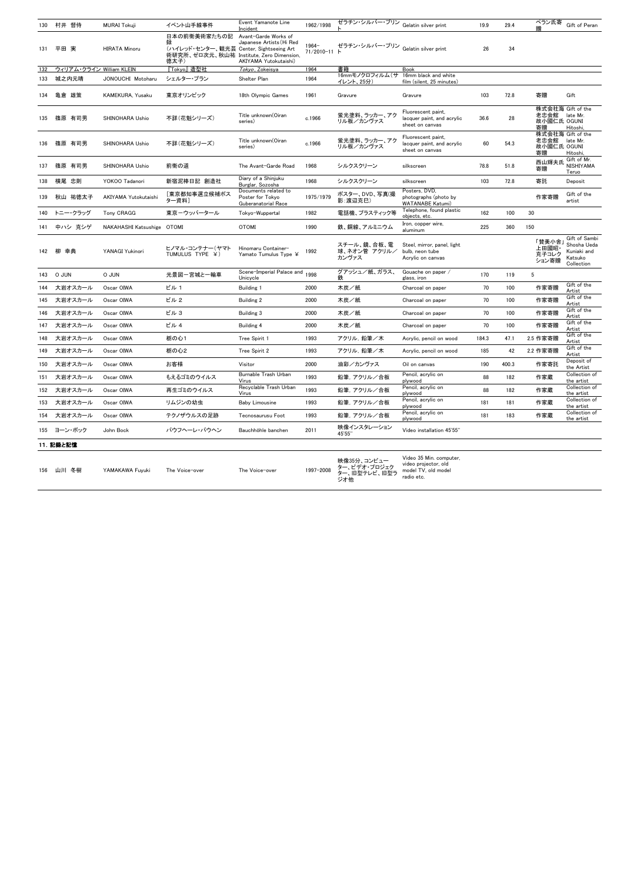| | | | | | | | | | | | | |
|---|---|---|---|---|---|---|---|---|---|---|---|---|
| 130 | 村井 督侍 | MURAI Tokuji | イベント山手線事件 | Event Yamanote Line Incident | 1962/1998 | ゼラチン・シルバー・プリント | Gelatin silver print | 19.9 | 29.4 | | ペラン氏寄贈 | Gift of Peran |
| 131 | 平田 実 | HIRATA Minoru | 日本の前衛美術家たちの記録（ハイレッド・センター、観光芸術研究所、ゼロ次元、秋山祐徳太子） | Avant-Garde Works of Japanese Artists (Hi Red Center, Sightseeing Art Institute, Zero Dimension, AKIYAMA Yutokutaishi) | 1964-71/2010-11 | ゼラチン・シルバー・プリント | Gelatin silver print | 26 | 34 | | | |
| 132 | ウィリアム・クライン | William KLEIN | 『Tokyo』造型社 | *Tokyo*, Zokeisya | 1964 | 書籍 | Book | | | | | |
| 133 | 城之内元晴 | JONOUCHI Motoharu | シェルター・プラン | Shelter Plan | 1964 | 16mmモノクロフィルム（サイレント、25分） | 16mm black and white film (silent, 25 minutes) | | | | | |
| 134 | 亀倉 雄策 | KAMEKURA, Yusaku | 東京オリンピック | 18th Olympic Games | 1961 | Gravure | Gravure | 103 | 72.8 | | 寄贈 | Gift |
| 135 | 篠原 有司男 | SHINOHARA Ushio | 不詳（花魁シリーズ） | Title unknown(Oiran series) | c.1966 | 蛍光塗料、ラッカー、アクリル板／カンヴァス | Fluorescent paint, lacquer paint, and acrylic sheet on canvas | 36.6 | 28 | | 株式会社海老忠会館 故小國仁氏寄贈 | Gift of the late Mr. OGUNI Hitoshi, |
| 136 | 篠原 有司男 | SHINOHARA Ushio | 不詳（花魁シリーズ） | Title unknown(Oiran series) | c.1966 | 蛍光塗料、ラッカー、アクリル板／カンヴァス | Fluorescent paint, lacquer paint, and acrylic sheet on canvas | 60 | 54.3 | | 株式会社海老忠会館 故小國仁氏寄贈 | Gift of the late Mr. OGUNI Hitoshi, |
| 137 | 篠原 有司男 | SHINOHARA Ushio | 前衛の道 | The Avant-Garde Road | 1968 | シルクスクリーン | silkscreen | 78.8 | 51.8 | | 西山輝夫氏寄贈 | Gift of Mr. NISHIYAMA Teruo |
| 138 | 横尾 忠則 | YOKOO Tadanori | 新宿泥棒日記 創造社 | Diary of a Shinjuku Burglar, Sozosha | 1968 | シルクスクリーン | silkscreen | 103 | 72.8 | | 寄託 | Deposit |
| 139 | 秋山 祐徳太子 | AKIYAMA Yutokutaishi | [東京都知事選立候補ポスター資料] | Documents related to Poster for Tokyo Guberanatorial Race | 1975/1979 | ポスター、DVD、写真(撮影:渡辺克巳) | Posters, DVD, photographs (photo by WATANABE Katumi) | | | | 作家寄贈 | Gift of the artist |
| 140 | トニー・クラッグ | Tony CRAGG | 東京ーウッパータール | Tokyo-Wuppertal | 1982 | 電話機、プラスティック等 | Telephone, found plastic objects, etc. | 162 | 100 | 30 | | |
| 141 | 中ハシ 克シゲ | NAKAHASHI Katsushige | OTOMI | OTOMI | 1990 | 鉄、銅線、アルミニウム | Iron, copper wire, aluminum | 225 | 360 | 150 | | |
| 142 | 柳 幸典 | YANAGI Yukinori | ヒノマル・コンテナー（ヤマト TUMULUS TYPE ￥） | Hinomaru Container-Yamato Tumulus Type ￥ | 1992 | スチール、鏡、合板、電球、ネオン管 アクリル／カンヴァス | Steel, mirror, panel, light bulb, neon tube Acrylic on canvas | | | | 「賛美小舎」上田國昭・克子コレクション寄贈 | Gift of Sambi Shosha Ueda Kuniaki and Katsuko Collection |
| 143 | O JUN | O JUN | 光景図ー宮城と一輪車 | Scene-Imperial Palace and Unicycle | 1998 | グアッシュ／紙、ガラス、鉄 | Gouache on paper / glass, iron | 170 | 119 | 5 | | |
| 144 | 大岩オスカール | Oscar OIWA | ビル 1 | Building 1 | 2000 | 木炭／紙 | Charcoal on paper | 70 | 100 | | 作家寄贈 | Gift of the Artist |
| 145 | 大岩オスカール | Oscar OIWA | ビル 2 | Building 2 | 2000 | 木炭／紙 | Charcoal on paper | 70 | 100 | | 作家寄贈 | Gift of the Artist |
| 146 | 大岩オスカール | Oscar OIWA | ビル 3 | Building 3 | 2000 | 木炭／紙 | Charcoal on paper | 70 | 100 | | 作家寄贈 | Gift of the Artist |
| 147 | 大岩オスカール | Oscar OIWA | ビル 4 | Building 4 | 2000 | 木炭／紙 | Charcoal on paper | 70 | 100 | | 作家寄贈 | Gift of the Artist |
| 148 | 大岩オスカール | Oscar OIWA | 栖の心1 | Tree Spirit 1 | 1993 | アクリル, 鉛筆／木 | Acrylic, pencil on wood | 184.3 | 47.1 | 2.5 | 作家寄贈 | Gift of the Artist |
| 149 | 大岩オスカール | Oscar OIWA | 栖の心2 | Tree Spirit 2 | 1993 | アクリル, 鉛筆／木 | Acrylic, pencil on wood | 185 | 42 | 2.2 | 作家寄贈 | Gift of the Artist |
| 150 | 大岩オスカール | Oscar OIWA | お客様 | Visitor | 2000 | 油彩／カンヴァス | Oil on canvas | 190 | 400.3 | | 作家寄託 | Deposit of the Artist |
| 151 | 大岩オスカール | Oscar OIWA | もえるゴミのウイルス | Burnable Trash Urban Virus | 1993 | 鉛筆, アクリル／合板 | Pencil, acrylic on plywood | 88 | 182 | | 作家蔵 | Collection of the artist |
| 152 | 大岩オスカール | Oscar OIWA | 再生ゴミのウイルス | Recyclable Trash Urban Virus | 1993 | 鉛筆, アクリル／合板 | Pencil, acrylic on plywood | 88 | 182 | | 作家蔵 | Collection of the artist |
| 153 | 大岩オスカール | Oscar OIWA | リムジンの幼虫 | Baby Limousine | 1993 | 鉛筆, アクリル／合板 | Pencil, acrylic on plywood | 181 | 181 | | 作家蔵 | Collection of the artist |
| 154 | 大岩オスカール | Oscar OIWA | テクノザウルスの足跡 | Tecnosaurusu Foot | 1993 | 鉛筆, アクリル／合板 | Pencil, acrylic on plywood | 181 | 183 | | 作家蔵 | Collection of the artist |
| 155 | ヨーン・ボック | John Bock | バウフヘーレ・バウヘン | Bauchhöhle banchen | 2011 | 映像インスタレーション 45'55" | Video installation 45'55" | | | | | |

## 11. 記録と記憶

| | | | | | | | |
|---|---|---|---|---|---|---|---|
| 156 | 山川 冬樹 | YAMAKAWA Fuyuki | The Voice-over | The Voice-over | 1997-2008 | 映像35分、コンピューター、ビデオ・プロジェクター、旧型テレビ、旧型ラジオ他 | Video 35 Min. computer, video projector, old model TV, old model radio etc. |